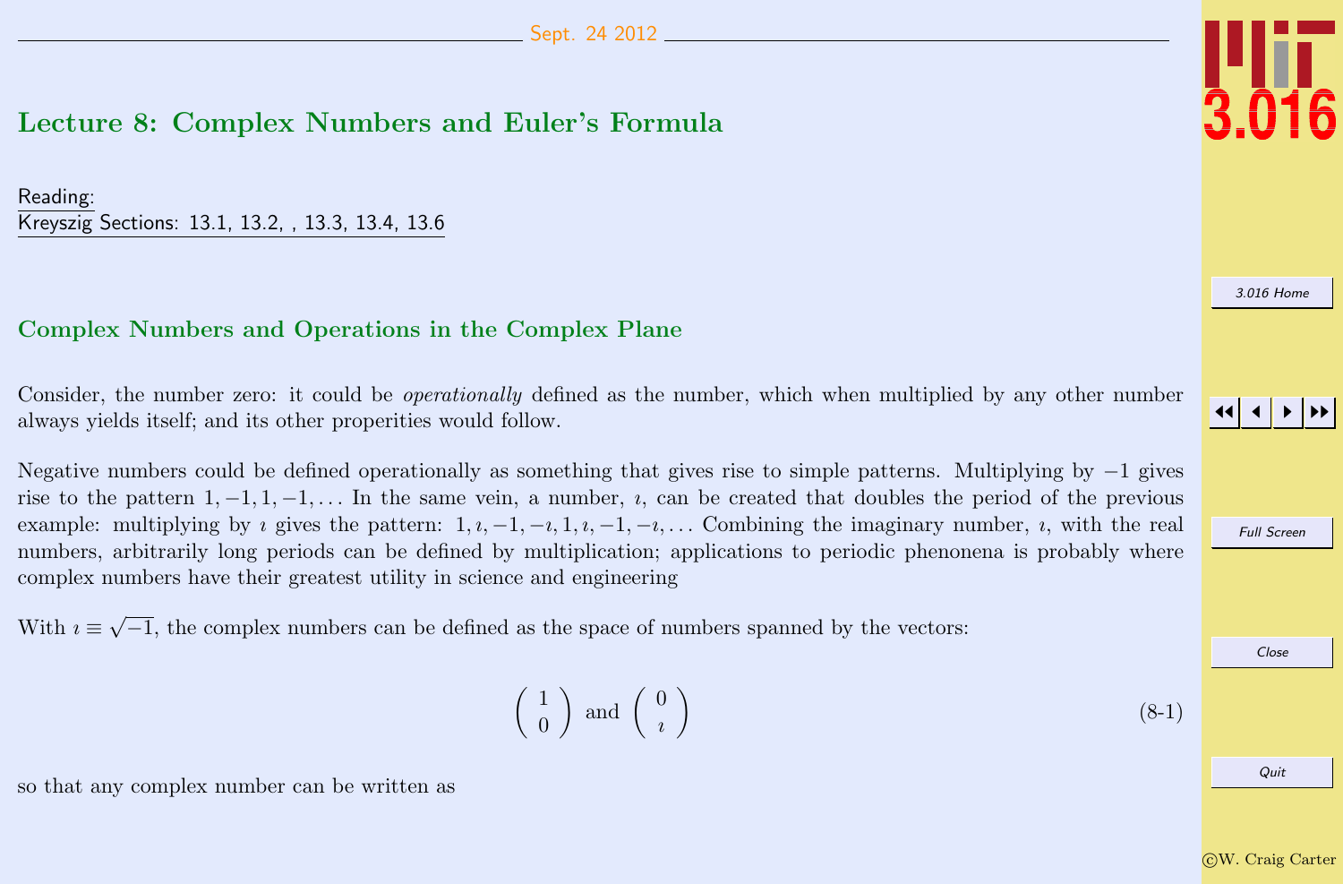# Lecture 8: Complex Numbers and Euler's Formula

Reading:
Kreyszig Sections: 13.1, 13.2, , 13.3, 13.4, 13.6

## Complex Numbers and Operations in the Complex Plane

Consider, the number zero: it could be *operationally* defined as the number, which when multiplied by any other number always yields itself; and its other properities would follow.

Negative numbers could be defined operationally as something that gives rise to simple patterns. Multiplying by $-1$ gives rise to the pattern $1, -1, 1, -1, \ldots$ In the same vein, a number, $\imath$, can be created that doubles the period of the previous example: multiplying by $\imath$ gives the pattern: $1, \imath, -1, -\imath, 1, \imath, -1, -\imath, \ldots$ Combining the imaginary number, $\imath$, with the real numbers, arbitrarily long periods can be defined by multiplication; applications to periodic phenonena is probably where complex numbers have their greatest utility in science and engineering

With $\imath \equiv \sqrt{-1}$, the complex numbers can be defined as the space of numbers spanned by the vectors:

$$\begin{pmatrix} 1 \\ 0 \end{pmatrix} \text{ and } \begin{pmatrix} 0 \\ \imath \end{pmatrix} \tag{8-1}$$

so that any complex number can be written as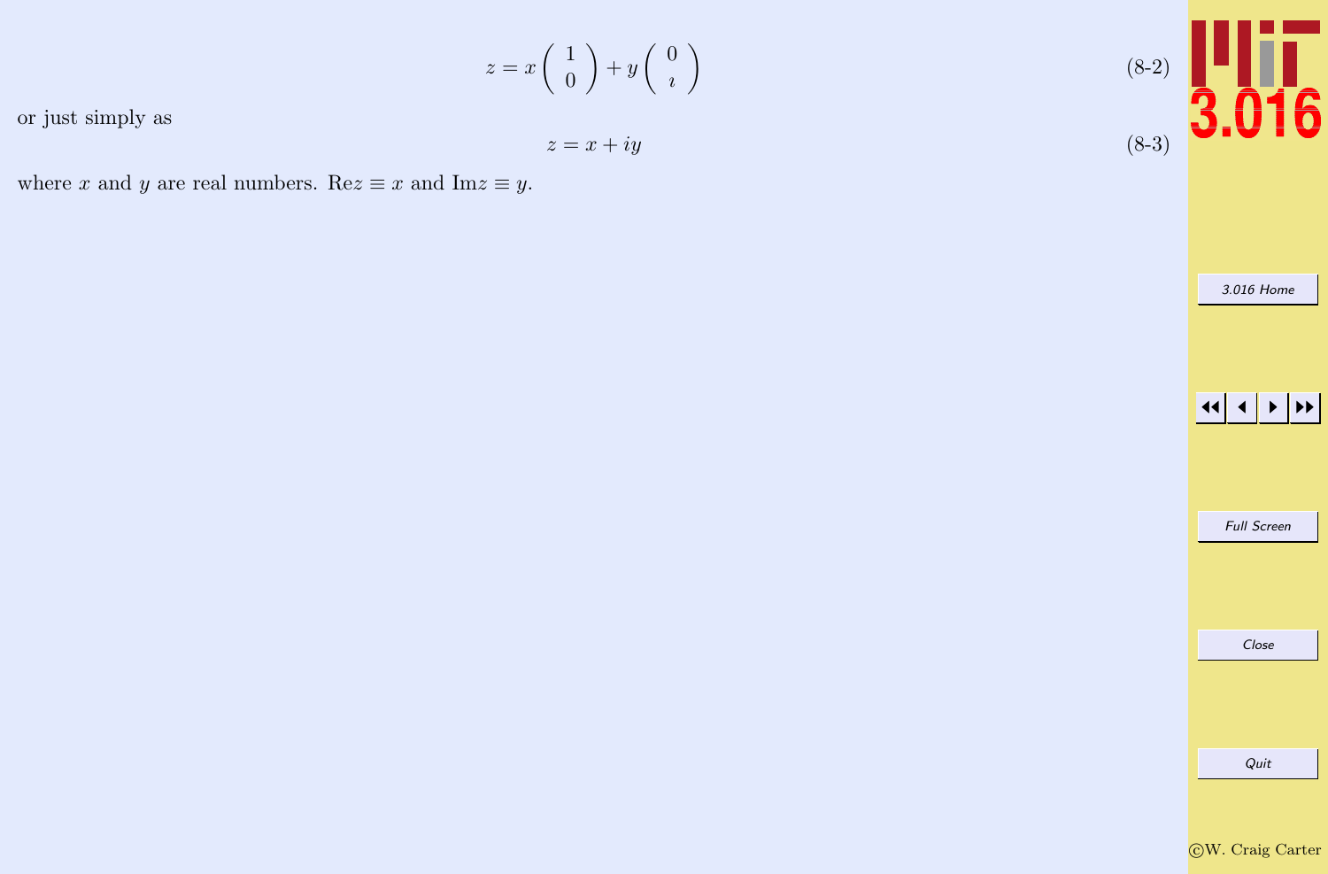$$z = x \begin{pmatrix} 1 \\ 0 \end{pmatrix} + y \begin{pmatrix} 0 \\ \imath \end{pmatrix} \tag{8-2}$$

or just simply as

$$z = x + iy \tag{8-3}$$

where $x$ and $y$ are real numbers. $\text{Re}z \equiv x$ and $\text{Im}z \equiv y$.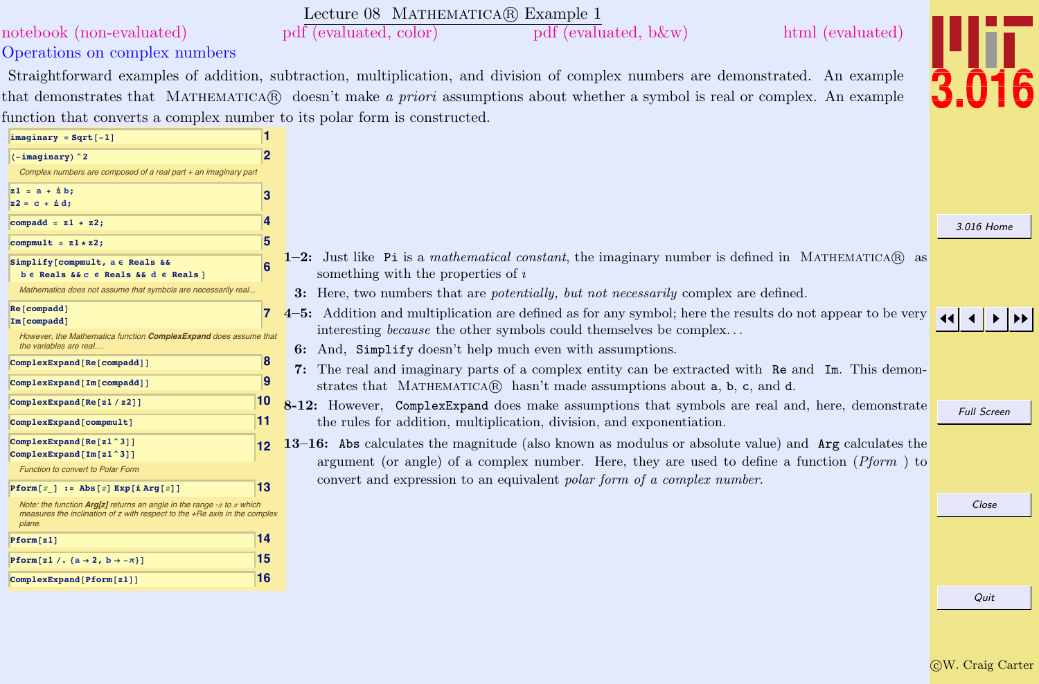# Lecture 08 MATHEMATICA® Example 1

notebook (non-evaluated) pdf (evaluated, color) pdf (evaluated, b&w) html (evaluated)

## Operations on complex numbers

Straightforward examples of addition, subtraction, multiplication, and division of complex numbers are demonstrated. An example that demonstrates that MATHEMATICA® doesn't make *a priori* assumptions about whether a symbol is real or complex. An example function that converts a complex number to its polar form is constructed.

```
imaginary = Sqrt[-1]                                   (1)
```

```
(-imaginary)^2                                         (2)
```

*Complex numbers are composed of a real part + an imaginary part*

```
z1 = a + ⅈ b;
z2 = c + ⅈ d;                                          (3)
```

```
compadd = z1 + z2;                                     (4)
```

```
compmult = z1 * z2;                                    (5)
```

```
Simplify[compmult, a ∈ Reals &&
  b ∈ Reals && c ∈ Reals && d ∈ Reals ]                (6)
```

*Mathematica does not assume that symbols are necessarily real...*

```
Re[compadd]
Im[compadd]                                            (7)
```

*However, the Mathematica function **ComplexExpand** does assume that the variables are real....*

```
ComplexExpand[Re[compadd]]                             (8)
```

```
ComplexExpand[Im[compadd]]                             (9)
```

```
ComplexExpand[Re[z1 / z2]]                             (10)
```

```
ComplexExpand[compmult]                                (11)
```

```
ComplexExpand[Re[z1^3]]
ComplexExpand[Im[z1^3]]                                (12)
```

*Function to convert to Polar Form*

```
Pform[z_] := Abs[z] Exp[ⅈ Arg[z]]                      (13)
```

*Note: the function **Arg[z]** returns an angle in the range -π to π which measures the inclination of z with respect to the +Re axis in the complex plane.*

```
Pform[z1]                                              (14)
```

```
Pform[z1 /. {a → 2, b → -π}]                           (15)
```

```
ComplexExpand[Pform[z1]]                               (16)
```

**1–2:** Just like `Pi` is a *mathematical constant*, the imaginary number is defined in MATHEMATICA® as something with the properties of $\imath$

**3:** Here, two numbers that are *potentially, but not necessarily* complex are defined.

**4–5:** Addition and multiplication are defined as for any symbol; here the results do not appear to be very interesting *because* the other symbols could themselves be complex. . .

**6:** And, `Simplify` doesn't help much even with assumptions.

**7:** The real and imaginary parts of a complex entity can be extracted with `Re` and `Im`. This demonstrates that MATHEMATICA® hasn't made assumptions about `a`, `b`, `c`, and `d`.

**8-12:** However, `ComplexExpand` does make assumptions that symbols are real and, here, demonstrate the rules for addition, multiplication, division, and exponentiation.

**13–16:** `Abs` calculates the magnitude (also known as modulus or absolute value) and `Arg` calculates the argument (or angle) of a complex number. Here, they are used to define a function (*Pform* ) to convert and expression to an equivalent *polar form of a complex number.*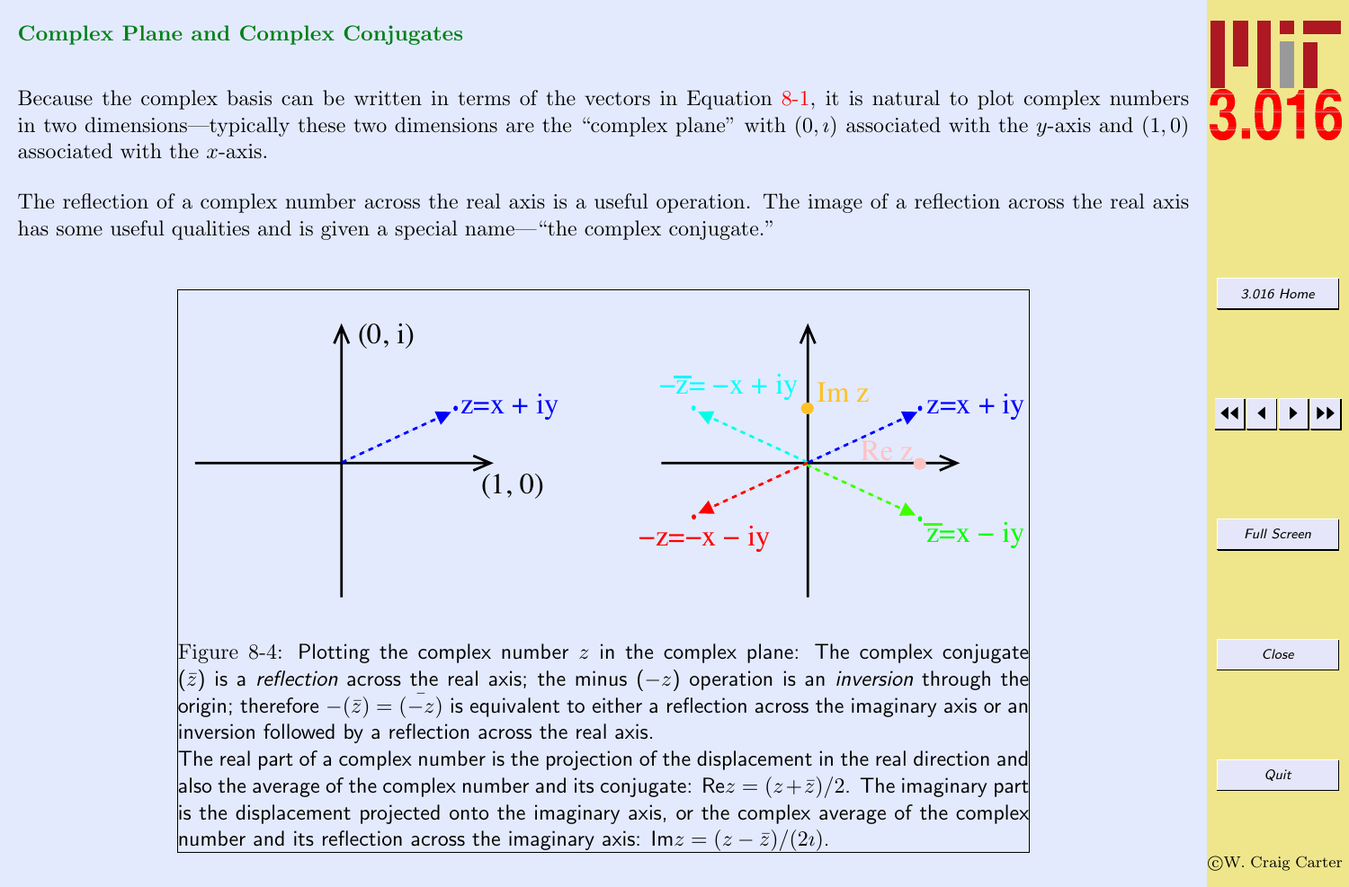## Complex Plane and Complex Conjugates

Because the complex basis can be written in terms of the vectors in Equation 8-1, it is natural to plot complex numbers in two dimensions—typically these two dimensions are the "complex plane" with $(0, \imath)$ associated with the $y$-axis and $(1, 0)$ associated with the $x$-axis.

The reflection of a complex number across the real axis is a useful operation. The image of a reflection across the real axis has some useful qualities and is given a special name—"the complex conjugate."

Figure 8-4: Plotting the complex number $z$ in the complex plane: The complex conjugate $(\bar{z})$ is a *reflection* across the real axis; the minus $(-z)$ operation is an *inversion* through the origin; therefore $-(\bar{z}) = (\bar{-z})$ is equivalent to either a reflection across the imaginary axis or an inversion followed by a reflection across the real axis.
The real part of a complex number is the projection of the displacement in the real direction and also the average of the complex number and its conjugate: $\text{Re}z = (z + \bar{z})/2$. The imaginary part is the displacement projected onto the imaginary axis, or the complex average of the complex number and its reflection across the imaginary axis: $\text{Im}z = (z - \bar{z})/(2\imath)$.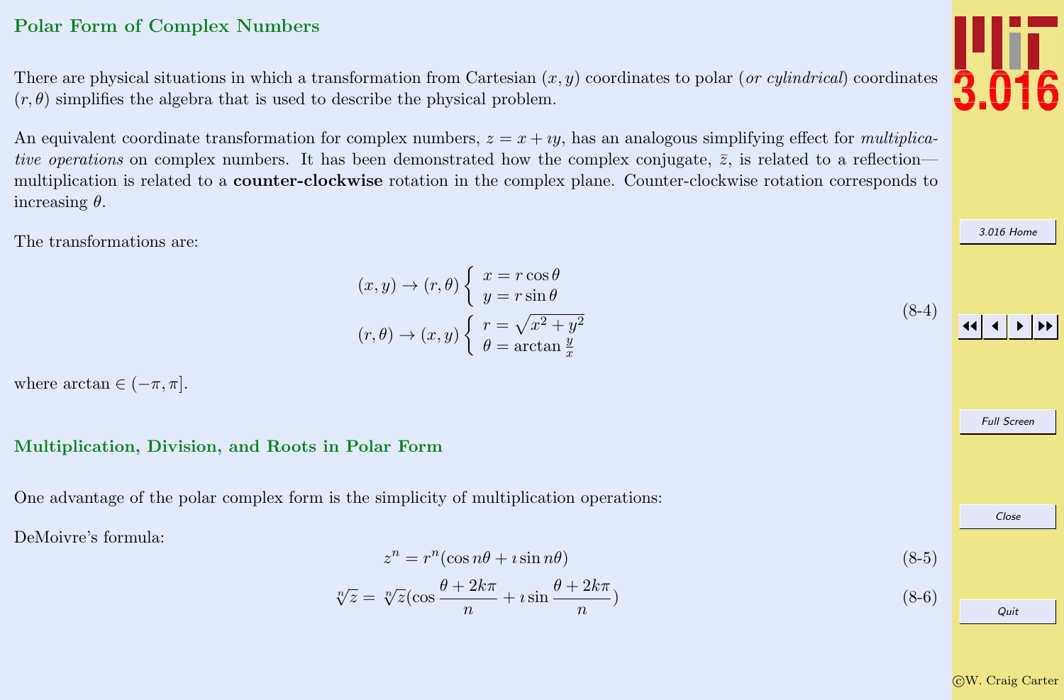## Polar Form of Complex Numbers

There are physical situations in which a transformation from Cartesian $(x, y)$ coordinates to polar (*or cylindrical*) coordinates $(r, \theta)$ simplifies the algebra that is used to describe the physical problem.

An equivalent coordinate transformation for complex numbers, $z = x + \imath y$, has an analogous simplifying effect for *multiplicative operations* on complex numbers. It has been demonstrated how the complex conjugate, $\bar{z}$, is related to a reflection—multiplication is related to a **counter-clockwise** rotation in the complex plane. Counter-clockwise rotation corresponds to increasing $\theta$.

The transformations are:

$$
\begin{aligned}
(x, y) \rightarrow (r, \theta) & \begin{cases} x = r \cos\theta \\ y = r \sin\theta \end{cases} \\
(r, \theta) \rightarrow (x, y) & \begin{cases} r = \sqrt{x^2 + y^2} \\ \theta = \arctan \frac{y}{x} \end{cases}
\end{aligned}
\tag{8-4}
$$

where $\arctan \in (-\pi, \pi]$.

### Multiplication, Division, and Roots in Polar Form

One advantage of the polar complex form is the simplicity of multiplication operations:

DeMoivre's formula:

$$
z^n = r^n(\cos n\theta + \imath \sin n\theta) \tag{8-5}
$$

$$
\sqrt[n]{z} = \sqrt[n]{z}\left(\cos \frac{\theta + 2k\pi}{n} + \imath \sin \frac{\theta + 2k\pi}{n}\right) \tag{8-6}
$$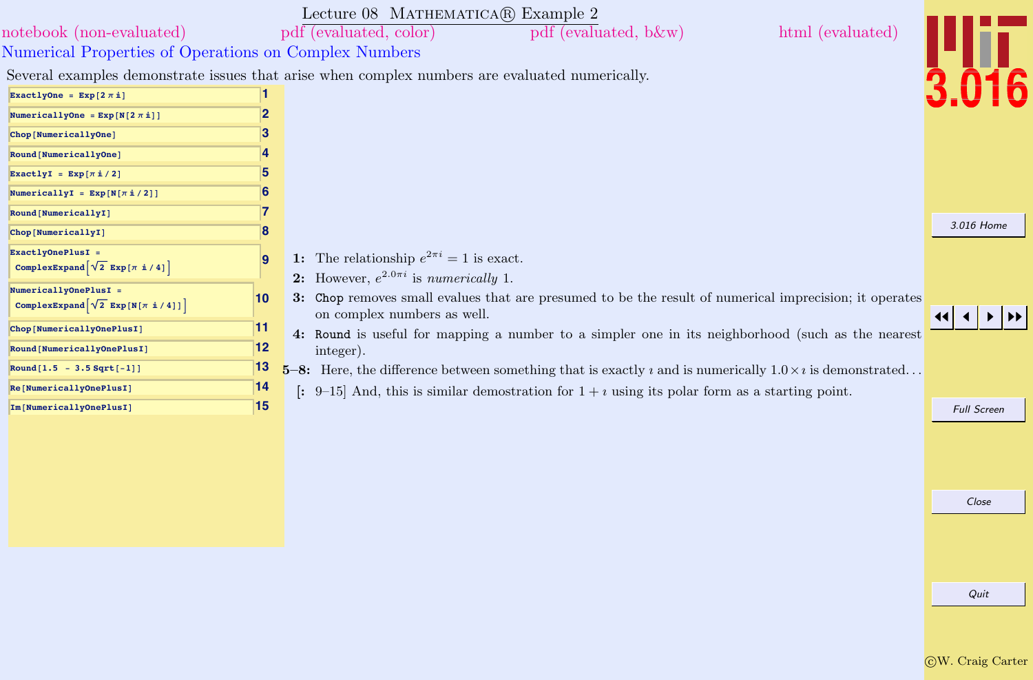# Lecture 08 Mathematica® Example 2

notebook (non-evaluated) pdf (evaluated, color) pdf (evaluated, b&w) html (evaluated)

## Numerical Properties of Operations on Complex Numbers

Several examples demonstrate issues that arise when complex numbers are evaluated numerically.

```
1   ExactlyOne = Exp[2 π ⅈ]
2   NumericallyOne = Exp[N[2 π ⅈ]]
3   Chop[NumericallyOne]
4   Round[NumericallyOne]
5   ExactlyI = Exp[π ⅈ / 2]
6   NumericallyI = Exp[N[π ⅈ / 2]]
7   Round[NumericallyI]
8   Chop[NumericallyI]
9   ExactlyOnePlusI =
      ComplexExpand[√2 Exp[π ⅈ / 4]]
10  NumericallyOnePlusI =
      ComplexExpand[√2 Exp[N[π ⅈ / 4]]]
11  Chop[NumericallyOnePlusI]
12  Round[NumericallyOnePlusI]
13  Round[1.5 - 3.5 Sqrt[-1]]
14  Re[NumericallyOnePlusI]
15  Im[NumericallyOnePlusI]
```

**1:** The relationship $e^{2\pi i} = 1$ is exact.

**2:** However, $e^{2.0\pi i}$ is *numerically* 1.

**3:** Chop removes small evalues that are presumed to be the result of numerical imprecision; it operates on complex numbers as well.

**4:** Round is useful for mapping a number to a simpler one in its neighborhood (such as the nearest integer).

**5–8:** Here, the difference between something that is exactly $\imath$ and is numerically $1.0 \times \imath$ is demonstrated...

[: 9–15] And, this is similar demostration for $1 + \imath$ using its polar form as a starting point.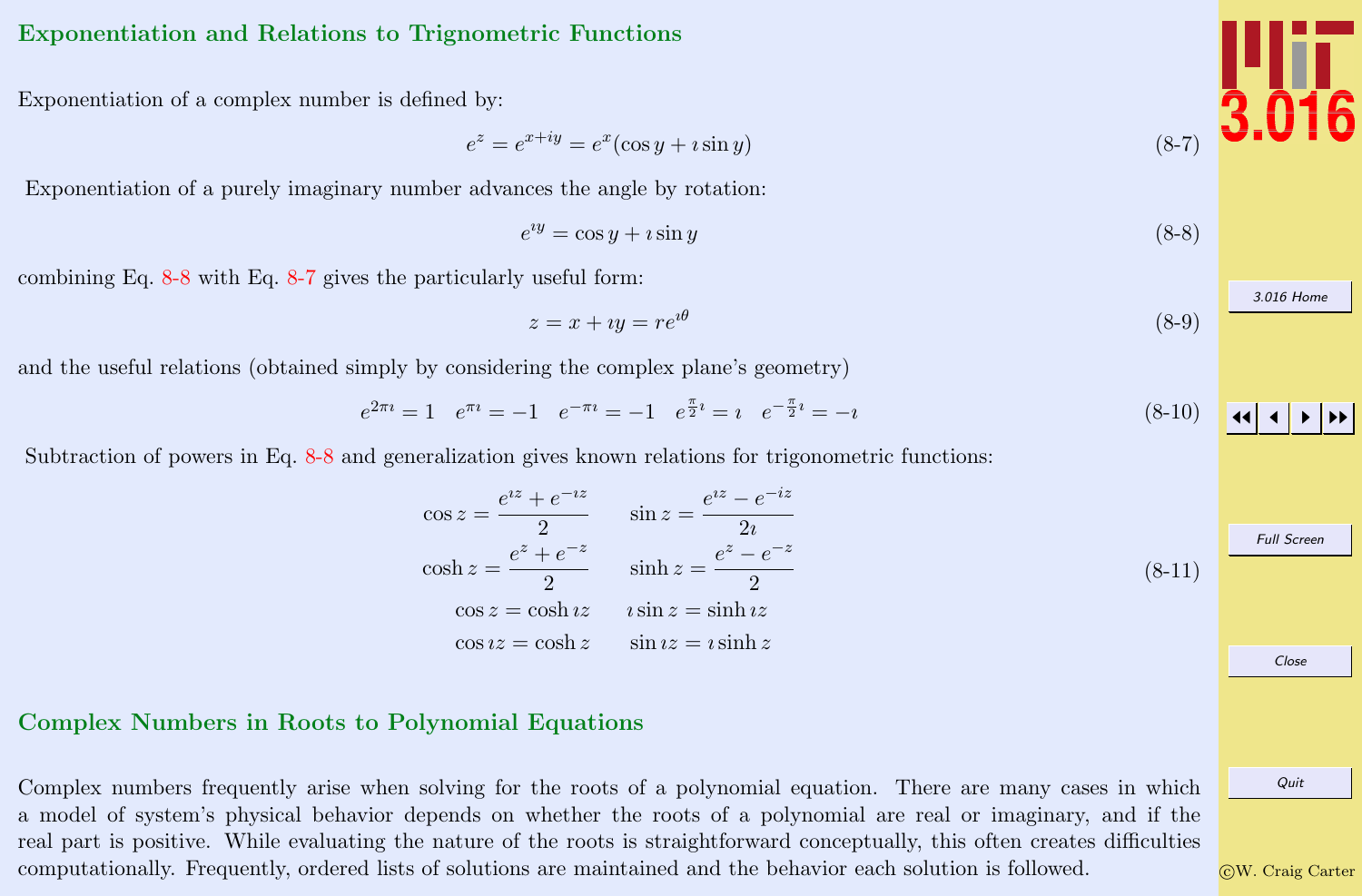## Exponentiation and Relations to Trignometric Functions

Exponentiation of a complex number is defined by:

$$e^z = e^{x+iy} = e^x(\cos y + \imath \sin y) \tag{8-7}$$

Exponentiation of a purely imaginary number advances the angle by rotation:

$$e^{\imath y} = \cos y + \imath \sin y \tag{8-8}$$

combining Eq. 8-8 with Eq. 8-7 gives the particularly useful form:

$$z = x + \imath y = re^{\imath\theta} \tag{8-9}$$

and the useful relations (obtained simply by considering the complex plane's geometry)

$$e^{2\pi\imath} = 1 \quad e^{\pi\imath} = -1 \quad e^{-\pi\imath} = -1 \quad e^{\frac{\pi}{2}\imath} = \imath \quad e^{-\frac{\pi}{2}\imath} = -\imath \tag{8-10}$$

Subtraction of powers in Eq. 8-8 and generalization gives known relations for trigonometric functions:

$$
\begin{aligned}
\cos z &= \frac{e^{\imath z} + e^{-\imath z}}{2} & \sin z &= \frac{e^{\imath z} - e^{-iz}}{2\imath} \\
\cosh z &= \frac{e^{z} + e^{-z}}{2} & \sinh z &= \frac{e^{z} - e^{-z}}{2} \\
\cos z &= \cosh \imath z & \imath \sin z &= \sinh \imath z \\
\cos \imath z &= \cosh z & \sin \imath z &= \imath \sinh z
\end{aligned} \tag{8-11}
$$

## Complex Numbers in Roots to Polynomial Equations

Complex numbers frequently arise when solving for the roots of a polynomial equation. There are many cases in which a model of system's physical behavior depends on whether the roots of a polynomial are real or imaginary, and if the real part is positive. While evaluating the nature of the roots is straightforward conceptually, this often creates difficulties computationally. Frequently, ordered lists of solutions are maintained and the behavior each solution is followed.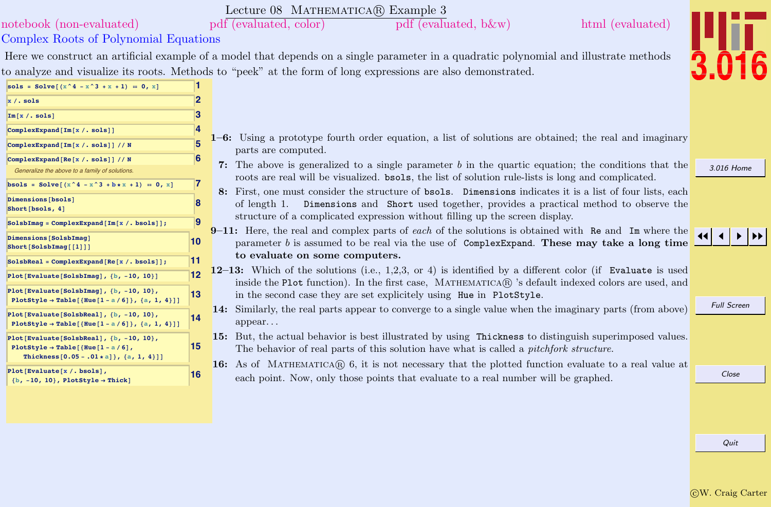# Lecture 08 Mathematica® Example 3

notebook (non-evaluated) pdf (evaluated, color) pdf (evaluated, b&w) html (evaluated)

## Complex Roots of Polynomial Equations

Here we construct an artificial example of a model that depends on a single parameter in a quadratic polynomial and illustrate methods to analyze and visualize its roots. Methods to “peek” at the form of long expressions are also demonstrated.

```
1  sols = Solve[(x^4 - x^3 + x + 1) == 0, x]
2  x /. sols
3  Im[x /. sols]
4  ComplexExpand[Im[x /. sols]]
5  ComplexExpand[Im[x /. sols]] // N
6  ComplexExpand[Re[x /. sols]] // N
   Generalize the above to a family of solutions.
7  bsols = Solve[(x^4 - x^3 + b*x + 1) == 0, x]
8  Dimensions[bsols]
   Short[bsols, 4]
9  SolsbImag = ComplexExpand[Im[x /. bsols]];
10 Dimensions[SolsbImag]
   Short[SolsbImag[[1]]]
11 SolsbReal = ComplexExpand[Re[x /. bsols]];
12 Plot[Evaluate[SolsbImag], {b, -10, 10}]
13 Plot[Evaluate[SolsbImag], {b, -10, 10},
    PlotStyle → Table[{Hue[1 - a/6]}, {a, 1, 4}]]
14 Plot[Evaluate[SolsbReal], {b, -10, 10},
    PlotStyle → Table[{Hue[1 - a/6]}, {a, 1, 4}]]
15 Plot[Evaluate[SolsbReal], {b, -10, 10},
    PlotStyle → Table[{Hue[1 - a/6],
       Thickness[0.05 - .01*a]}, {a, 1, 4}]]
16 Plot[Evaluate[x /. bsols],
    {b, -10, 10}, PlotStyle → Thick]
```

**1–6:** Using a prototype fourth order equation, a list of solutions are obtained; the real and imaginary parts are computed.

**7:** The above is generalized to a single parameter $b$ in the quartic equation; the conditions that the roots are real will be visualized. `bsols`, the list of solution rule-lists is long and complicated.

**8:** First, one must consider the structure of `bsols`. `Dimensions` indicates it is a list of four lists, each of length 1. `Dimensions` and `Short` used together, provides a practical method to observe the structure of a complicated expression without filling up the screen display.

**9–11:** Here, the real and complex parts of *each* of the solutions is obtained with `Re` and `Im` where the parameter $b$ is assumed to be real via the use of `ComplexExpand`. **These may take a long time to evaluate on some computers.**

**12–13:** Which of the solutions (i.e., 1,2,3, or 4) is identified by a different color (if `Evaluate` is used inside the `Plot` function). In the first case, Mathematica® 's default indexed colors are used, and in the second case they are set explicitely using `Hue` in `PlotStyle`.

**14:** Similarly, the real parts appear to converge to a single value when the imaginary parts (from above) appear. . .

**15:** But, the actual behavior is best illustrated by using `Thickness` to distinguish superimposed values. The behavior of real parts of this solution have what is called a *pitchfork structure*.

**16:** As of Mathematica® 6, it is not necessary that the plotted function evaluate to a real value at each point. Now, only those points that evaluate to a real number will be graphed.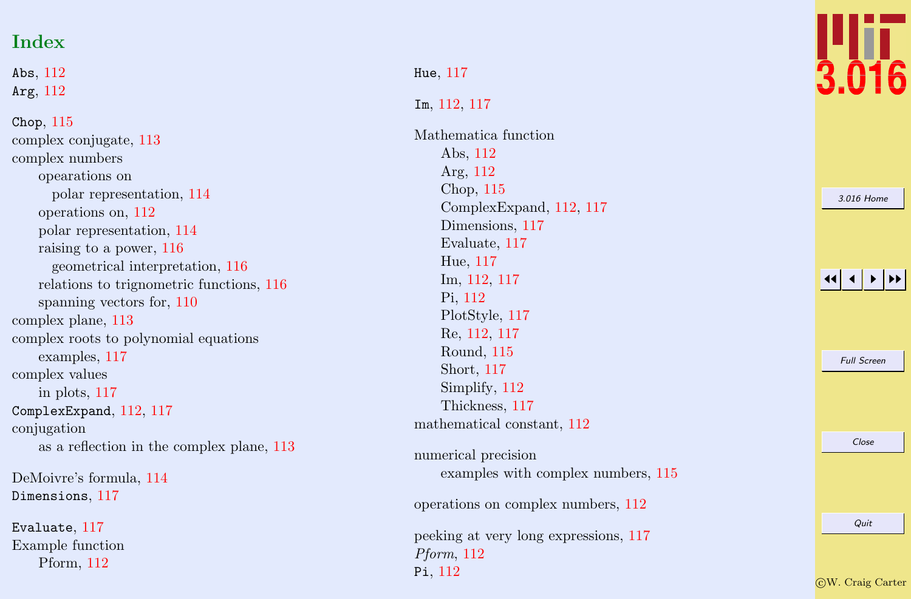# Index

`Abs`, 112
`Arg`, 112

`Chop`, 115
complex conjugate, 113
complex numbers
- opearations on
  - polar representation, 114
- operations on, 112
- polar representation, 114
- raising to a power, 116
  - geometrical interpretation, 116
- relations to trignometric functions, 116
- spanning vectors for, 110

complex plane, 113
complex roots to polynomial equations
- examples, 117

complex values
- in plots, 117

`ComplexExpand`, 112, 117
conjugation
- as a reflection in the complex plane, 113

DeMoivre's formula, 114
`Dimensions`, 117

`Evaluate`, 117
Example function
- Pform, 112

`Hue`, 117

`Im`, 112, 117

Mathematica function
- Abs, 112
- Arg, 112
- Chop, 115
- ComplexExpand, 112, 117
- Dimensions, 117
- Evaluate, 117
- Hue, 117
- Im, 112, 117
- Pi, 112
- PlotStyle, 117
- Re, 112, 117
- Round, 115
- Short, 117
- Simplify, 112
- Thickness, 117

mathematical constant, 112

numerical precision
- examples with complex numbers, 115

operations on complex numbers, 112

peeking at very long expressions, 117
*Pform*, 112
`Pi`, 112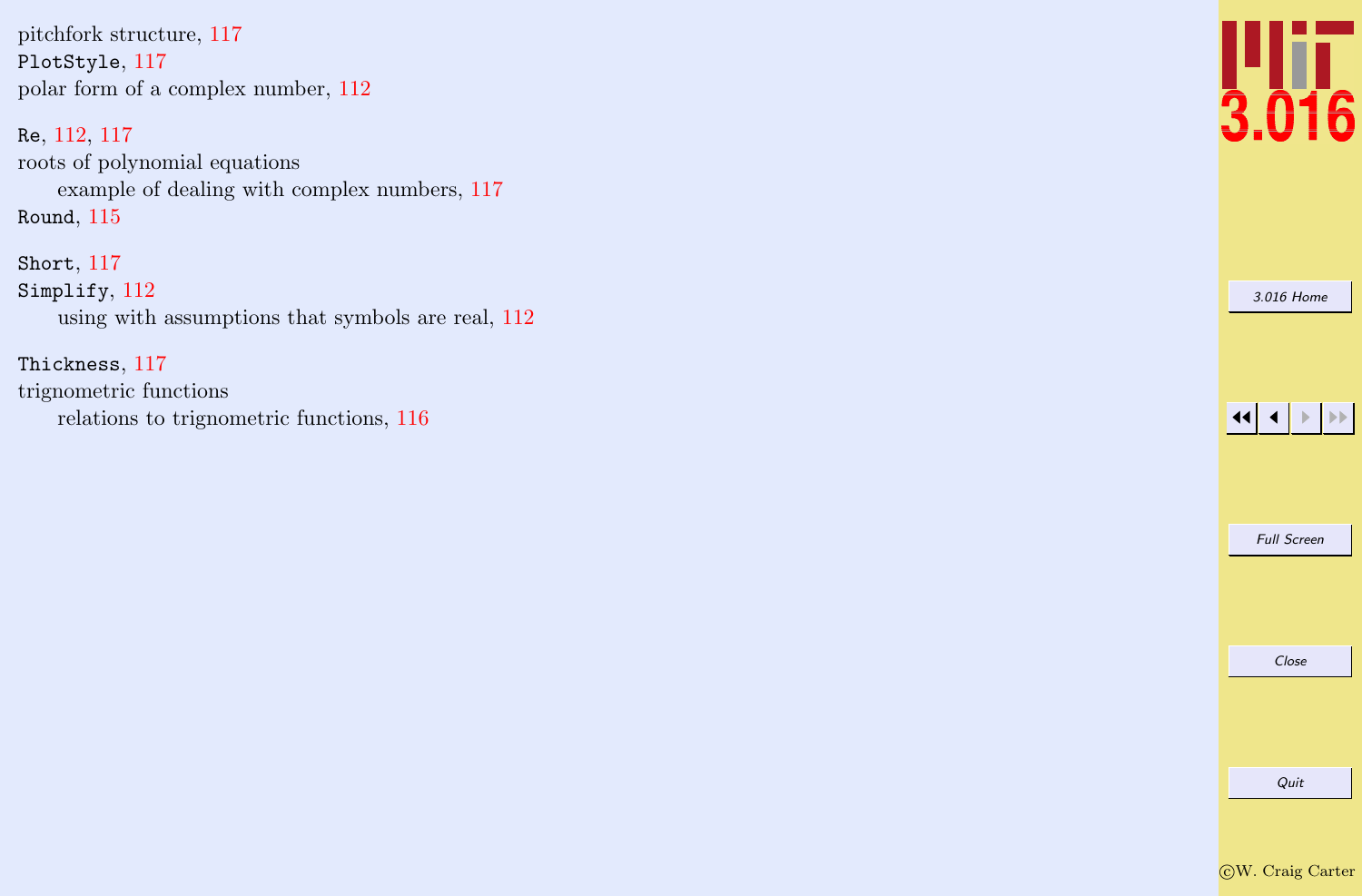pitchfork structure, 117
`PlotStyle`, 117
polar form of a complex number, 112

`Re`, 112, 117
roots of polynomial equations
    example of dealing with complex numbers, 117
`Round`, 115

`Short`, 117
`Simplify`, 112
    using with assumptions that symbols are real, 112

`Thickness`, 117
trignometric functions
    relations to trignometric functions, 116